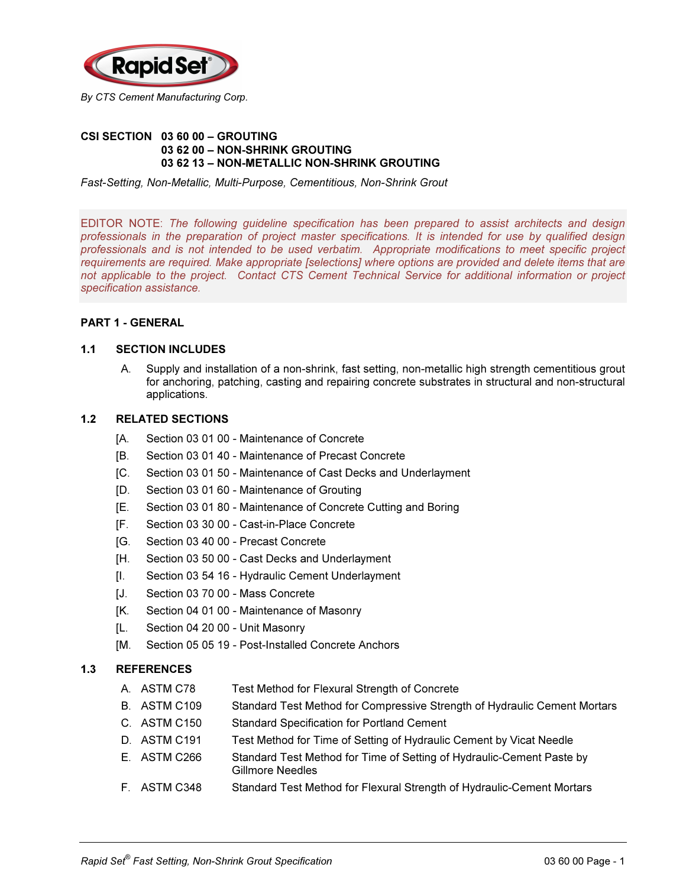Rapid Set®

*By CTS Cement Manufacturing Corp.*

**CSI SECTION 03 60 00 – GROUTING**
**03 62 00 – NON-SHRINK GROUTING**
**03 62 13 – NON-METALLIC NON-SHRINK GROUTING**

*Fast-Setting, Non-Metallic, Multi-Purpose, Cementitious, Non-Shrink Grout*

EDITOR NOTE: *The following guideline specification has been prepared to assist architects and design professionals in the preparation of project master specifications. It is intended for use by qualified design professionals and is not intended to be used verbatim. Appropriate modifications to meet specific project requirements are required. Make appropriate [selections] where options are provided and delete items that are not applicable to the project. Contact CTS Cement Technical Service for additional information or project specification assistance.*

## PART 1 - GENERAL

### 1.1 SECTION INCLUDES

A. Supply and installation of a non-shrink, fast setting, non-metallic high strength cementitious grout for anchoring, patching, casting and repairing concrete substrates in structural and non-structural applications.

### 1.2 RELATED SECTIONS

[A. Section 03 01 00 - Maintenance of Concrete
[B. Section 03 01 40 - Maintenance of Precast Concrete
[C. Section 03 01 50 - Maintenance of Cast Decks and Underlayment
[D. Section 03 01 60 - Maintenance of Grouting
[E. Section 03 01 80 - Maintenance of Concrete Cutting and Boring
[F. Section 03 30 00 - Cast-in-Place Concrete
[G. Section 03 40 00 - Precast Concrete
[H. Section 03 50 00 - Cast Decks and Underlayment
[I. Section 03 54 16 - Hydraulic Cement Underlayment
[J. Section 03 70 00 - Mass Concrete
[K. Section 04 01 00 - Maintenance of Masonry
[L. Section 04 20 00 - Unit Masonry
[M. Section 05 05 19 - Post-Installed Concrete Anchors

### 1.3 REFERENCES

A. ASTM C78 — Test Method for Flexural Strength of Concrete
B. ASTM C109 — Standard Test Method for Compressive Strength of Hydraulic Cement Mortars
C. ASTM C150 — Standard Specification for Portland Cement
D. ASTM C191 — Test Method for Time of Setting of Hydraulic Cement by Vicat Needle
E. ASTM C266 — Standard Test Method for Time of Setting of Hydraulic-Cement Paste by Gillmore Needles
F. ASTM C348 — Standard Test Method for Flexural Strength of Hydraulic-Cement Mortars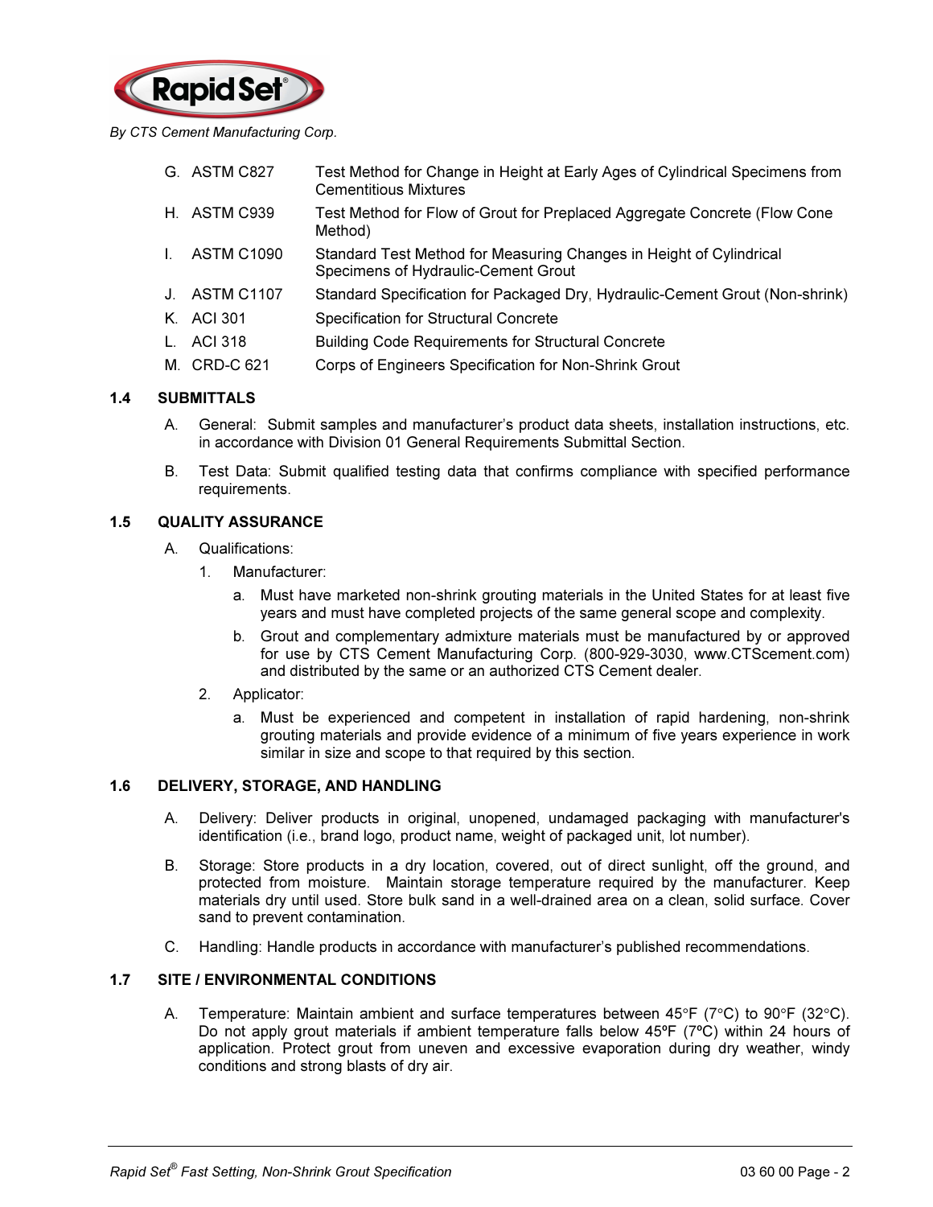G. ASTM C827 Test Method for Change in Height at Early Ages of Cylindrical Specimens from Cementitious Mixtures

H. ASTM C939 Test Method for Flow of Grout for Preplaced Aggregate Concrete (Flow Cone Method)

I. ASTM C1090 Standard Test Method for Measuring Changes in Height of Cylindrical Specimens of Hydraulic-Cement Grout

J. ASTM C1107 Standard Specification for Packaged Dry, Hydraulic-Cement Grout (Non-shrink)

K. ACI 301 Specification for Structural Concrete

L. ACI 318 Building Code Requirements for Structural Concrete

M. CRD-C 621 Corps of Engineers Specification for Non-Shrink Grout

## 1.4 SUBMITTALS

A. General: Submit samples and manufacturer's product data sheets, installation instructions, etc. in accordance with Division 01 General Requirements Submittal Section.

B. Test Data: Submit qualified testing data that confirms compliance with specified performance requirements.

## 1.5 QUALITY ASSURANCE

A. Qualifications:

1. Manufacturer:

    a. Must have marketed non-shrink grouting materials in the United States for at least five years and must have completed projects of the same general scope and complexity.

    b. Grout and complementary admixture materials must be manufactured by or approved for use by CTS Cement Manufacturing Corp. (800-929-3030, www.CTScement.com) and distributed by the same or an authorized CTS Cement dealer.

2. Applicator:

    a. Must be experienced and competent in installation of rapid hardening, non-shrink grouting materials and provide evidence of a minimum of five years experience in work similar in size and scope to that required by this section.

## 1.6 DELIVERY, STORAGE, AND HANDLING

A. Delivery: Deliver products in original, unopened, undamaged packaging with manufacturer's identification (i.e., brand logo, product name, weight of packaged unit, lot number).

B. Storage: Store products in a dry location, covered, out of direct sunlight, off the ground, and protected from moisture. Maintain storage temperature required by the manufacturer. Keep materials dry until used. Store bulk sand in a well-drained area on a clean, solid surface. Cover sand to prevent contamination.

C. Handling: Handle products in accordance with manufacturer's published recommendations.

## 1.7 SITE / ENVIRONMENTAL CONDITIONS

A. Temperature: Maintain ambient and surface temperatures between 45°F (7°C) to 90°F (32°C). Do not apply grout materials if ambient temperature falls below 45ºF (7ºC) within 24 hours of application. Protect grout from uneven and excessive evaporation during dry weather, windy conditions and strong blasts of dry air.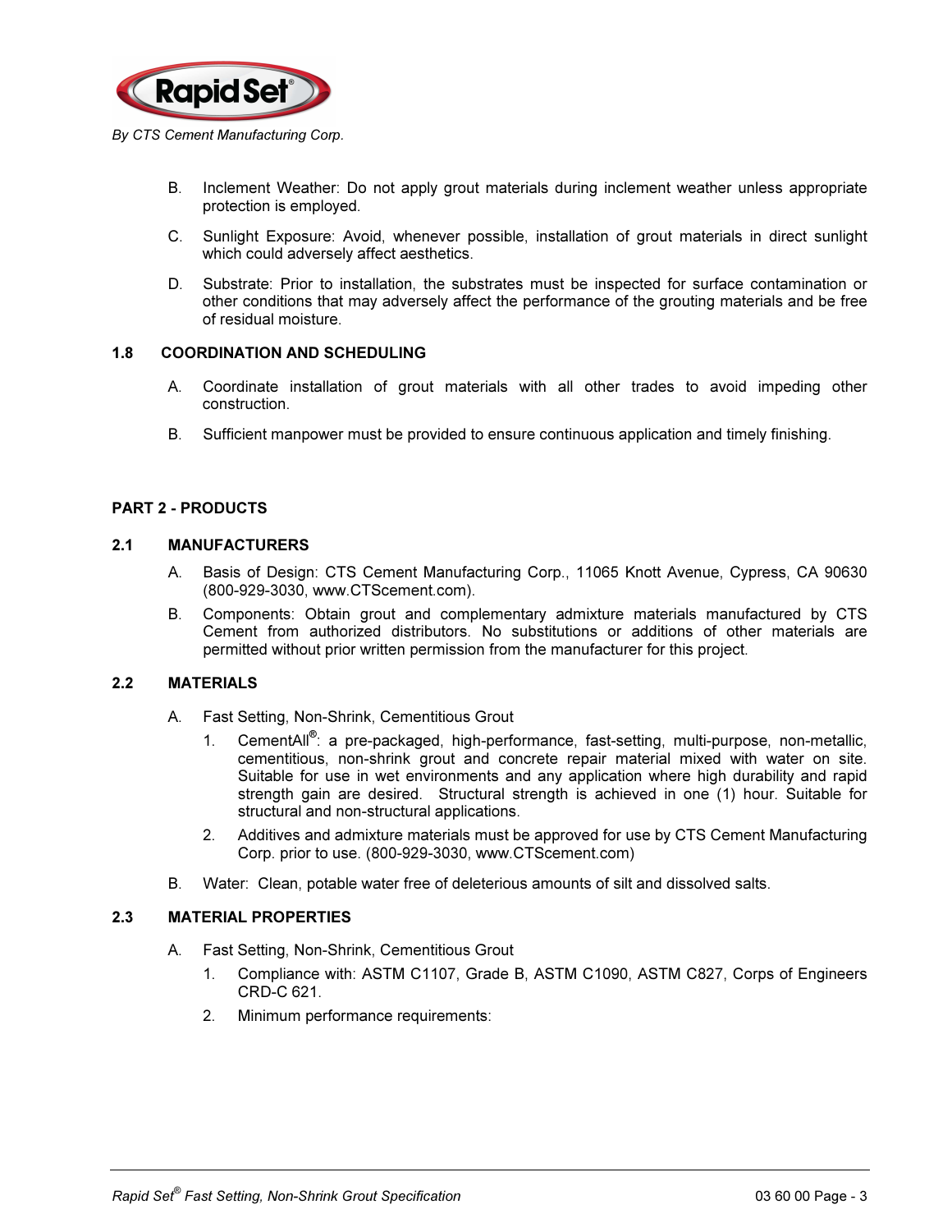B. Inclement Weather: Do not apply grout materials during inclement weather unless appropriate protection is employed.

C. Sunlight Exposure: Avoid, whenever possible, installation of grout materials in direct sunlight which could adversely affect aesthetics.

D. Substrate: Prior to installation, the substrates must be inspected for surface contamination or other conditions that may adversely affect the performance of the grouting materials and be free of residual moisture.

### 1.8 COORDINATION AND SCHEDULING

A. Coordinate installation of grout materials with all other trades to avoid impeding other construction.

B. Sufficient manpower must be provided to ensure continuous application and timely finishing.

## PART 2 - PRODUCTS

### 2.1 MANUFACTURERS

A. Basis of Design: CTS Cement Manufacturing Corp., 11065 Knott Avenue, Cypress, CA 90630 (800-929-3030, www.CTScement.com).

B. Components: Obtain grout and complementary admixture materials manufactured by CTS Cement from authorized distributors. No substitutions or additions of other materials are permitted without prior written permission from the manufacturer for this project.

### 2.2 MATERIALS

A. Fast Setting, Non-Shrink, Cementitious Grout

1. CementAll®: a pre-packaged, high-performance, fast-setting, multi-purpose, non-metallic, cementitious, non-shrink grout and concrete repair material mixed with water on site. Suitable for use in wet environments and any application where high durability and rapid strength gain are desired. Structural strength is achieved in one (1) hour. Suitable for structural and non-structural applications.

2. Additives and admixture materials must be approved for use by CTS Cement Manufacturing Corp. prior to use. (800-929-3030, www.CTScement.com)

B. Water: Clean, potable water free of deleterious amounts of silt and dissolved salts.

### 2.3 MATERIAL PROPERTIES

A. Fast Setting, Non-Shrink, Cementitious Grout

1. Compliance with: ASTM C1107, Grade B, ASTM C1090, ASTM C827, Corps of Engineers CRD-C 621.

2. Minimum performance requirements: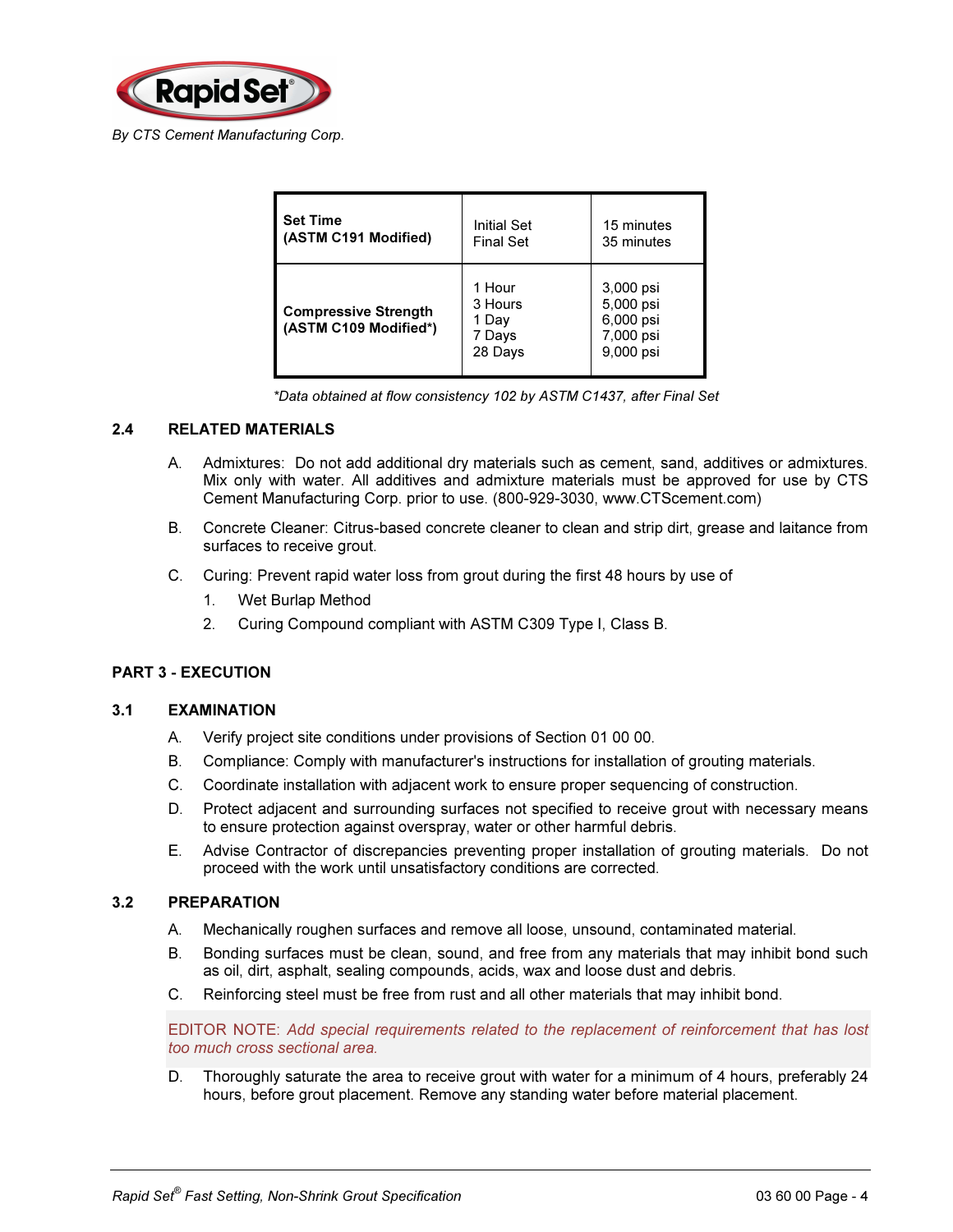| Set Time (ASTM C191 Modified) | Initial Set<br>Final Set | 15 minutes<br>35 minutes |
|---|---|---|
| **Compressive Strength (ASTM C109 Modified*)** | 1 Hour<br>3 Hours<br>1 Day<br>7 Days<br>28 Days | 3,000 psi<br>5,000 psi<br>6,000 psi<br>7,000 psi<br>9,000 psi |

*Data obtained at flow consistency 102 by ASTM C1437, after Final Set*

### 2.4 RELATED MATERIALS

A. Admixtures: Do not add additional dry materials such as cement, sand, additives or admixtures. Mix only with water. All additives and admixture materials must be approved for use by CTS Cement Manufacturing Corp. prior to use. (800-929-3030, www.CTScement.com)

B. Concrete Cleaner: Citrus-based concrete cleaner to clean and strip dirt, grease and laitance from surfaces to receive grout.

C. Curing: Prevent rapid water loss from grout during the first 48 hours by use of

1. Wet Burlap Method
2. Curing Compound compliant with ASTM C309 Type I, Class B.

## PART 3 - EXECUTION

### 3.1 EXAMINATION

A. Verify project site conditions under provisions of Section 01 00 00.

B. Compliance: Comply with manufacturer's instructions for installation of grouting materials.

C. Coordinate installation with adjacent work to ensure proper sequencing of construction.

D. Protect adjacent and surrounding surfaces not specified to receive grout with necessary means to ensure protection against overspray, water or other harmful debris.

E. Advise Contractor of discrepancies preventing proper installation of grouting materials. Do not proceed with the work until unsatisfactory conditions are corrected.

### 3.2 PREPARATION

A. Mechanically roughen surfaces and remove all loose, unsound, contaminated material.

B. Bonding surfaces must be clean, sound, and free from any materials that may inhibit bond such as oil, dirt, asphalt, sealing compounds, acids, wax and loose dust and debris.

C. Reinforcing steel must be free from rust and all other materials that may inhibit bond.

EDITOR NOTE: *Add special requirements related to the replacement of reinforcement that has lost too much cross sectional area.*

D. Thoroughly saturate the area to receive grout with water for a minimum of 4 hours, preferably 24 hours, before grout placement. Remove any standing water before material placement.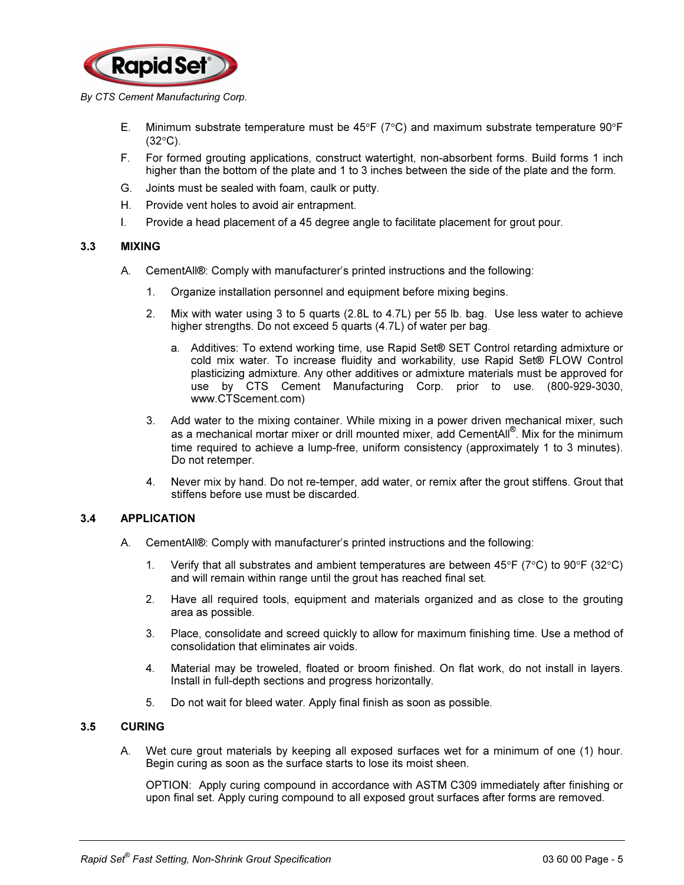E. Minimum substrate temperature must be 45°F (7°C) and maximum substrate temperature 90°F (32°C).

F. For formed grouting applications, construct watertight, non-absorbent forms. Build forms 1 inch higher than the bottom of the plate and 1 to 3 inches between the side of the plate and the form.

G. Joints must be sealed with foam, caulk or putty.

H. Provide vent holes to avoid air entrapment.

I. Provide a head placement of a 45 degree angle to facilitate placement for grout pour.

## 3.3 MIXING

A. CementAll®: Comply with manufacturer's printed instructions and the following:

1. Organize installation personnel and equipment before mixing begins.

2. Mix with water using 3 to 5 quarts (2.8L to 4.7L) per 55 lb. bag. Use less water to achieve higher strengths. Do not exceed 5 quarts (4.7L) of water per bag.

   a. Additives: To extend working time, use Rapid Set® SET Control retarding admixture or cold mix water. To increase fluidity and workability, use Rapid Set® FLOW Control plasticizing admixture. Any other additives or admixture materials must be approved for use by CTS Cement Manufacturing Corp. prior to use. (800-929-3030, www.CTScement.com)

3. Add water to the mixing container. While mixing in a power driven mechanical mixer, such as a mechanical mortar mixer or drill mounted mixer, add CementAll®. Mix for the minimum time required to achieve a lump-free, uniform consistency (approximately 1 to 3 minutes). Do not retemper.

4. Never mix by hand. Do not re-temper, add water, or remix after the grout stiffens. Grout that stiffens before use must be discarded.

## 3.4 APPLICATION

A. CementAll®: Comply with manufacturer's printed instructions and the following:

1. Verify that all substrates and ambient temperatures are between 45°F (7°C) to 90°F (32°C) and will remain within range until the grout has reached final set.

2. Have all required tools, equipment and materials organized and as close to the grouting area as possible.

3. Place, consolidate and screed quickly to allow for maximum finishing time. Use a method of consolidation that eliminates air voids.

4. Material may be troweled, floated or broom finished. On flat work, do not install in layers. Install in full-depth sections and progress horizontally.

5. Do not wait for bleed water. Apply final finish as soon as possible.

## 3.5 CURING

A. Wet cure grout materials by keeping all exposed surfaces wet for a minimum of one (1) hour. Begin curing as soon as the surface starts to lose its moist sheen.

   OPTION: Apply curing compound in accordance with ASTM C309 immediately after finishing or upon final set. Apply curing compound to all exposed grout surfaces after forms are removed.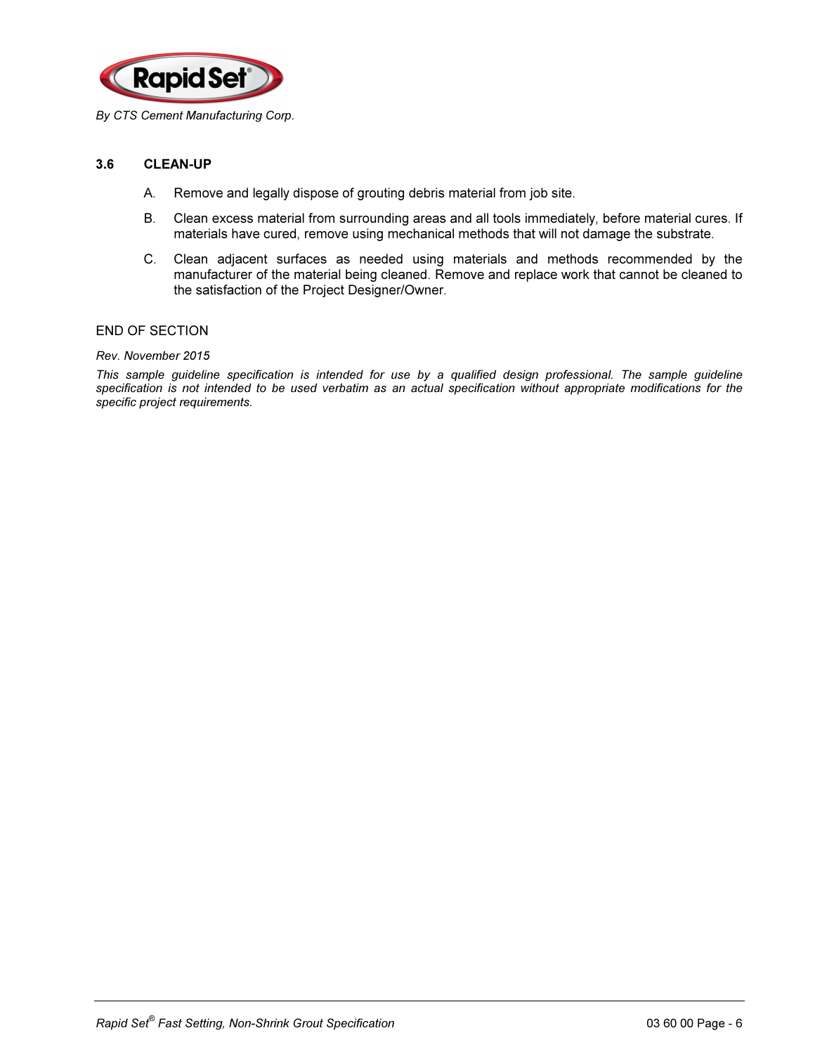### 3.6 CLEAN-UP

A. Remove and legally dispose of grouting debris material from job site.

B. Clean excess material from surrounding areas and all tools immediately, before material cures. If materials have cured, remove using mechanical methods that will not damage the substrate.

C. Clean adjacent surfaces as needed using materials and methods recommended by the manufacturer of the material being cleaned. Remove and replace work that cannot be cleaned to the satisfaction of the Project Designer/Owner.

END OF SECTION

*Rev. November 2015*

*This sample guideline specification is intended for use by a qualified design professional. The sample guideline specification is not intended to be used verbatim as an actual specification without appropriate modifications for the specific project requirements.*